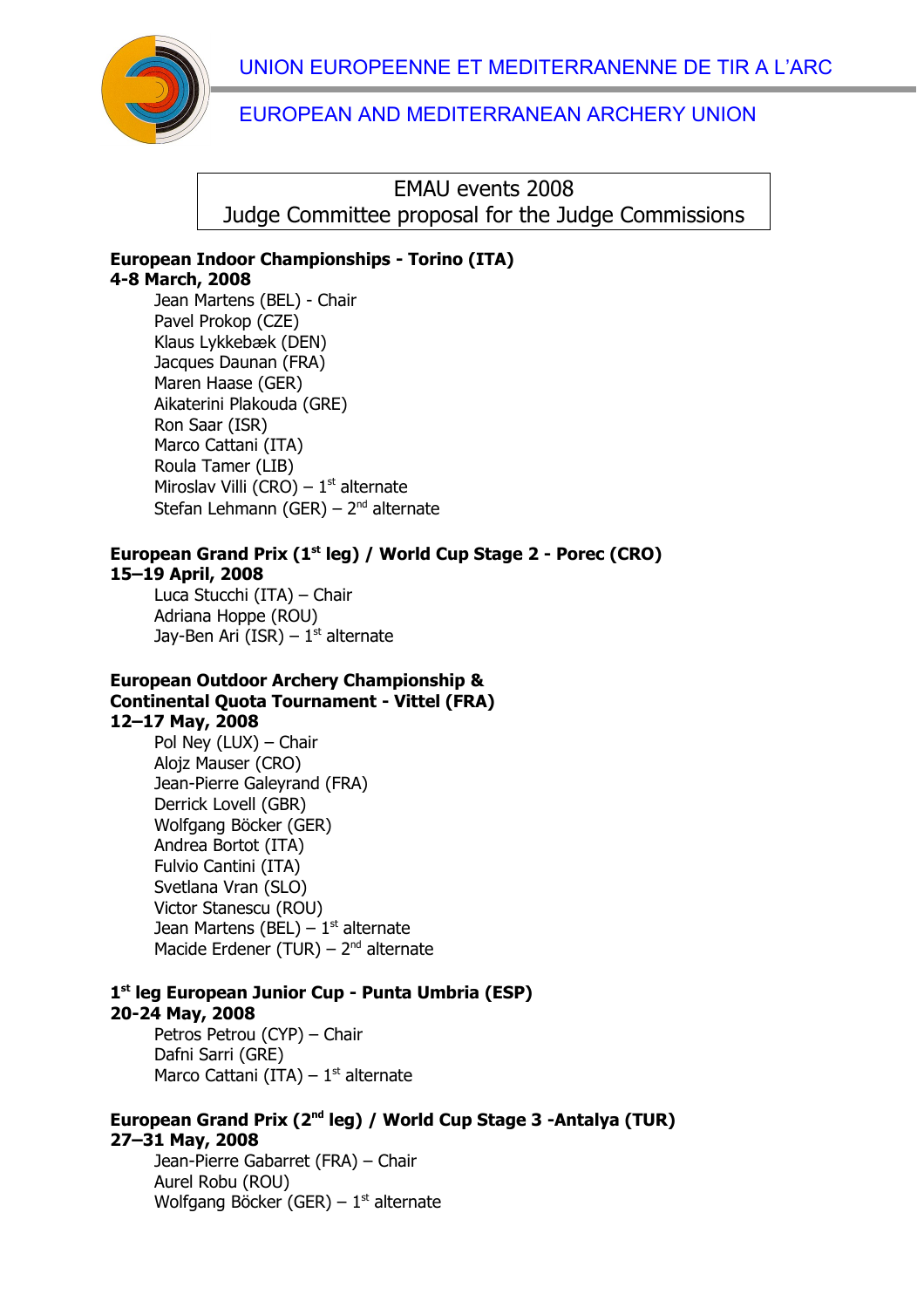UNION EUROPEENNE ET MEDITERRANENNE DE TIR A L'ARC

EUROPEAN AND MEDITERRANEAN ARCHERY UNION

# EMAU events 2008
# Judge Committee proposal for the Judge Commissions

**European Indoor Championships - Torino (ITA)**
**4-8 March, 2008**

Jean Martens (BEL) - Chair
Pavel Prokop (CZE)
Klaus Lykkebæk (DEN)
Jacques Daunan (FRA)
Maren Haase (GER)
Aikaterini Plakouda (GRE)
Ron Saar (ISR)
Marco Cattani (ITA)
Roula Tamer (LIB)
Miroslav Villi (CRO) – 1st alternate
Stefan Lehmann (GER) – 2nd alternate

**European Grand Prix (1st leg) / World Cup Stage 2 - Porec (CRO)**
**15–19 April, 2008**

Luca Stucchi (ITA) – Chair
Adriana Hoppe (ROU)
Jay-Ben Ari (ISR) – 1st alternate

**European Outdoor Archery Championship & Continental Quota Tournament - Vittel (FRA)**
**12–17 May, 2008**

Pol Ney (LUX) – Chair
Alojz Mauser (CRO)
Jean-Pierre Galeyrand (FRA)
Derrick Lovell (GBR)
Wolfgang Böcker (GER)
Andrea Bortot (ITA)
Fulvio Cantini (ITA)
Svetlana Vran (SLO)
Victor Stanescu (ROU)
Jean Martens (BEL) – 1st alternate
Macide Erdener (TUR) – 2nd alternate

**1st leg European Junior Cup - Punta Umbria (ESP)**
**20-24 May, 2008**

Petros Petrou (CYP) – Chair
Dafni Sarri (GRE)
Marco Cattani (ITA) – 1st alternate

**European Grand Prix (2nd leg) / World Cup Stage 3 -Antalya (TUR)**
**27–31 May, 2008**

Jean-Pierre Gabarret (FRA) – Chair
Aurel Robu (ROU)
Wolfgang Böcker (GER) – 1st alternate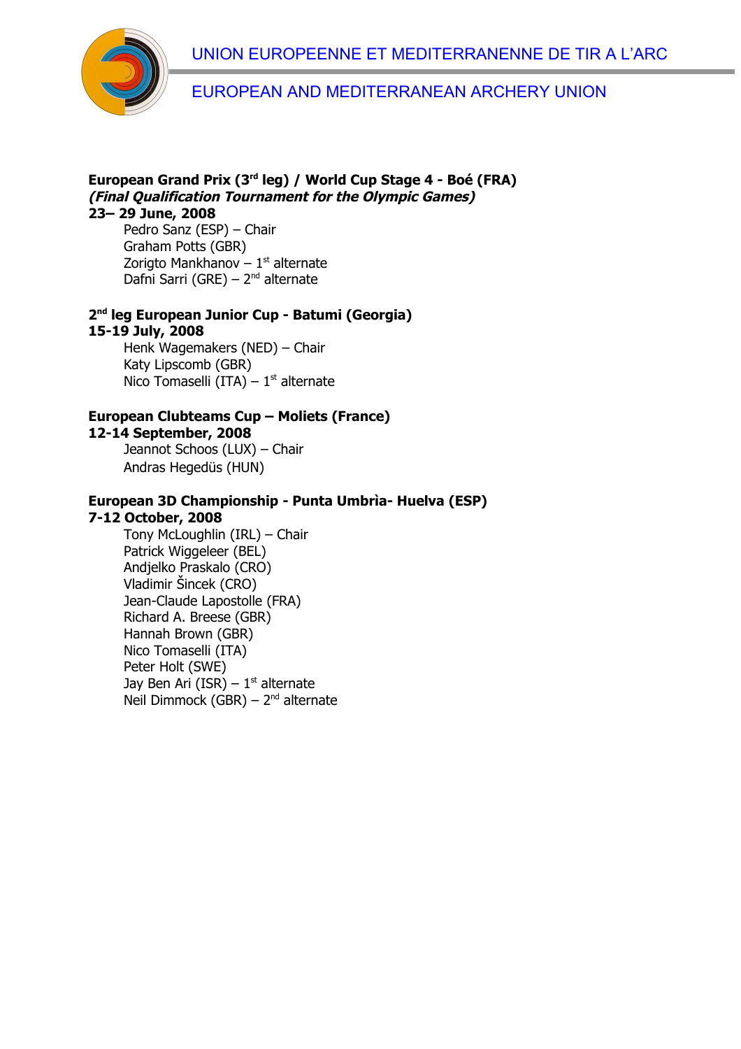UNION EUROPEENNE ET MEDITERRANENNE DE TIR A L'ARC

EUROPEAN AND MEDITERRANEAN ARCHERY UNION

**European Grand Prix (3rd leg) / World Cup Stage 4 - Boé (FRA)**
***(Final Qualification Tournament for the Olympic Games)***
**23– 29 June, 2008**

Pedro Sanz (ESP) – Chair
Graham Potts (GBR)
Zorigto Mankhanov – 1st alternate
Dafni Sarri (GRE) – 2nd alternate

**2nd leg European Junior Cup - Batumi (Georgia)**
**15-19 July, 2008**

Henk Wagemakers (NED) – Chair
Katy Lipscomb (GBR)
Nico Tomaselli (ITA) – 1st alternate

**European Clubteams Cup – Moliets (France)**
**12-14 September, 2008**

Jeannot Schoos (LUX) – Chair
Andras Hegedüs (HUN)

**European 3D Championship - Punta Umbrìa- Huelva (ESP)**
**7-12 October, 2008**

Tony McLoughlin (IRL) – Chair
Patrick Wiggeleer (BEL)
Andjelko Praskalo (CRO)
Vladimir Šincek (CRO)
Jean-Claude Lapostolle (FRA)
Richard A. Breese (GBR)
Hannah Brown (GBR)
Nico Tomaselli (ITA)
Peter Holt (SWE)
Jay Ben Ari (ISR) – 1st alternate
Neil Dimmock (GBR) – 2nd alternate